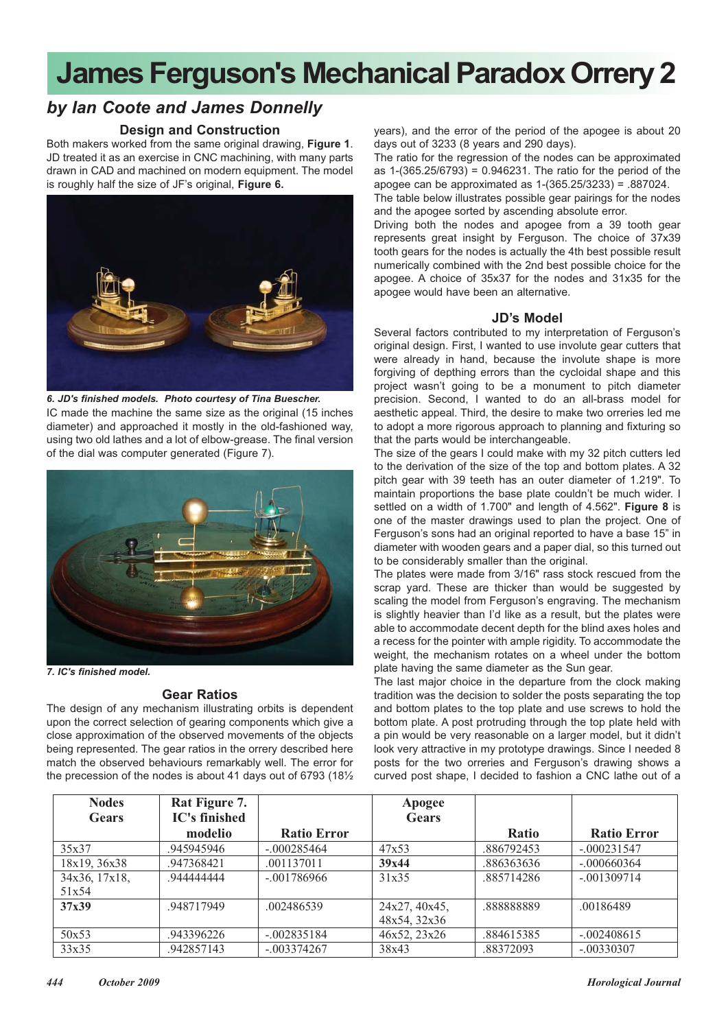# James Ferguson's Mechanical Paradox Orrery 2

## *by Ian Coote and James Donnelly*

### Design and Construction

Both makers worked from the same original drawing, **Figure 1**. JD treated it as an exercise in CNC machining, with many parts drawn in CAD and machined on modern equipment. The model is roughly half the size of JF's original, **Figure 6.**

*6. JD's finished models. Photo courtesy of Tina Buescher.*

IC made the machine the same size as the original (15 inches diameter) and approached it mostly in the old-fashioned way, using two old lathes and a lot of elbow-grease. The final version of the dial was computer generated (Figure 7).

*7. IC's finished model.*

### Gear Ratios

The design of any mechanism illustrating orbits is dependent upon the correct selection of gearing components which give a close approximation of the observed movements of the objects being represented. The gear ratios in the orrery described here match the observed behaviours remarkably well. The error for the precession of the nodes is about 41 days out of 6793 (18½ years), and the error of the period of the apogee is about 20 days out of 3233 (8 years and 290 days).

The ratio for the regression of the nodes can be approximated as 1-(365.25/6793) = 0.946231. The ratio for the period of the apogee can be approximated as 1-(365.25/3233) = .887024.

The table below illustrates possible gear pairings for the nodes and the apogee sorted by ascending absolute error.

Driving both the nodes and apogee from a 39 tooth gear represents great insight by Ferguson. The choice of 37x39 tooth gears for the nodes is actually the 4th best possible result numerically combined with the 2nd best possible choice for the apogee. A choice of 35x37 for the nodes and 31x35 for the apogee would have been an alternative.

### JD's Model

Several factors contributed to my interpretation of Ferguson's original design. First, I wanted to use involute gear cutters that were already in hand, because the involute shape is more forgiving of depthing errors than the cycloidal shape and this project wasn't going to be a monument to pitch diameter precision. Second, I wanted to do an all-brass model for aesthetic appeal. Third, the desire to make two orreries led me to adopt a more rigorous approach to planning and fixturing so that the parts would be interchangeable.

The size of the gears I could make with my 32 pitch cutters led to the derivation of the size of the top and bottom plates. A 32 pitch gear with 39 teeth has an outer diameter of 1.219". To maintain proportions the base plate couldn't be much wider. I settled on a width of 1.700" and length of 4.562". **Figure 8** is one of the master drawings used to plan the project. One of Ferguson's sons had an original reported to have a base 15" in diameter with wooden gears and a paper dial, so this turned out to be considerably smaller than the original.

The plates were made from 3/16" rass stock rescued from the scrap yard. These are thicker than would be suggested by scaling the model from Ferguson's engraving. The mechanism is slightly heavier than I'd like as a result, but the plates were able to accommodate decent depth for the blind axes holes and a recess for the pointer with ample rigidity. To accommodate the weight, the mechanism rotates on a wheel under the bottom plate having the same diameter as the Sun gear.

The last major choice in the departure from the clock making tradition was the decision to solder the posts separating the top and bottom plates to the top plate and use screws to hold the bottom plate. A post protruding through the top plate held with a pin would be very reasonable on a larger model, but it didn't look very attractive in my prototype drawings. Since I needed 8 posts for the two orreries and Ferguson's drawing shows a curved post shape, I decided to fashion a CNC lathe out of a

| Nodes Gears | Rat Figure 7. IC's finished modelio | Ratio Error | Apogee Gears | Ratio | Ratio Error |
|---|---|---|---|---|---|
| 35x37 | .945945946 | -.000285464 | 47x53 | .886792453 | -.000231547 |
| 18x19, 36x38 | .947368421 | .001137011 | **39x44** | .886363636 | -.000660364 |
| 34x36, 17x18, 51x54 | .944444444 | -.001786966 | 31x35 | .885714286 | -.001309714 |
| **37x39** | .948717949 | .002486539 | 24x27, 40x45, 48x54, 32x36 | .888888889 | .00186489 |
| 50x53 | .943396226 | -.002835184 | 46x52, 23x26 | .884615385 | -.002408615 |
| 33x35 | .942857143 | -.003374267 | 38x43 | .88372093 | -.00330307 |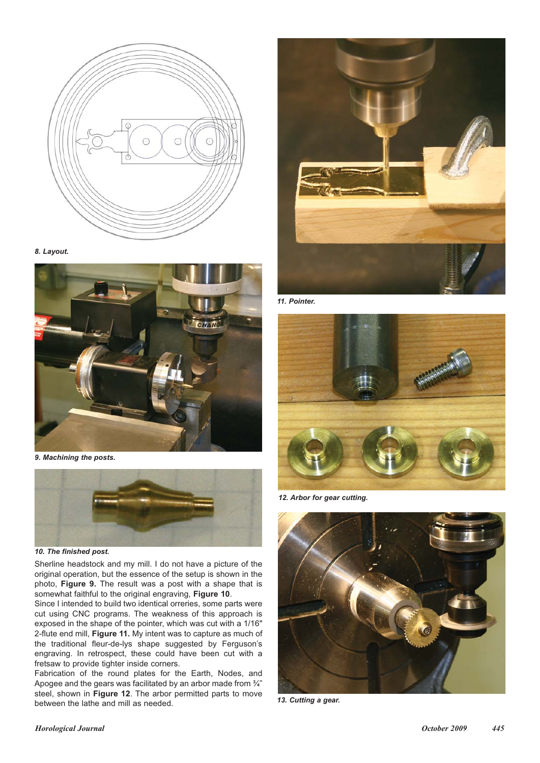*8. Layout.*

*9. Machining the posts.*

*10. The finished post.*

Sherline headstock and my mill. I do not have a picture of the original operation, but the essence of the setup is shown in the photo, **Figure 9.** The result was a post with a shape that is somewhat faithful to the original engraving, **Figure 10**.

Since I intended to build two identical orreries, some parts were cut using CNC programs. The weakness of this approach is exposed in the shape of the pointer, which was cut with a 1/16" 2-flute end mill, **Figure 11.** My intent was to capture as much of the traditional fleur-de-lys shape suggested by Ferguson's engraving. In retrospect, these could have been cut with a fretsaw to provide tighter inside corners.

Fabrication of the round plates for the Earth, Nodes, and Apogee and the gears was facilitated by an arbor made from ¾" steel, shown in **Figure 12**. The arbor permitted parts to move between the lathe and mill as needed.

*11. Pointer.*

*12. Arbor for gear cutting.*

*13. Cutting a gear.*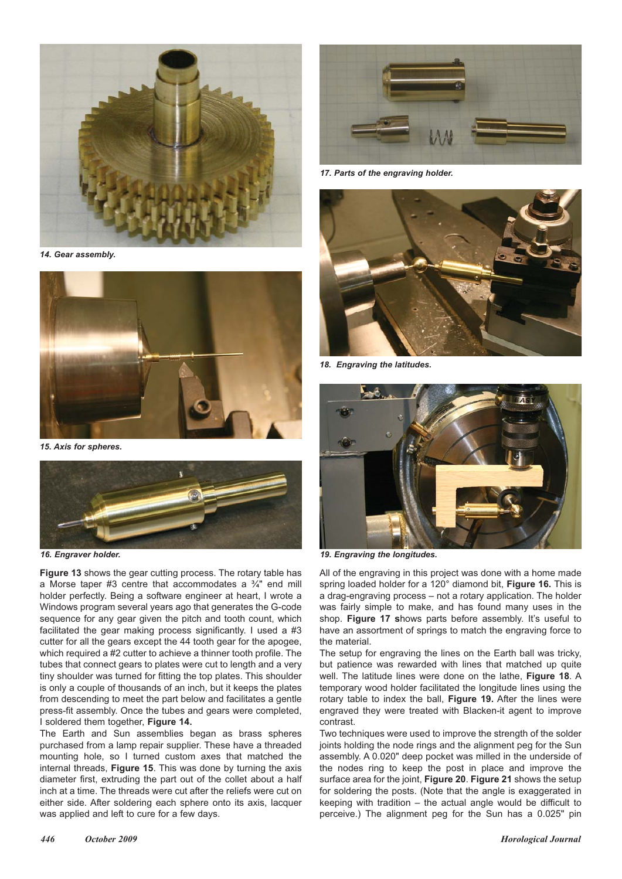*14. Gear assembly.*

*15. Axis for spheres.*

*16. Engraver holder.*

**Figure 13** shows the gear cutting process. The rotary table has a Morse taper #3 centre that accommodates a ¾" end mill holder perfectly. Being a software engineer at heart, I wrote a Windows program several years ago that generates the G-code sequence for any gear given the pitch and tooth count, which facilitated the gear making process significantly. I used a #3 cutter for all the gears except the 44 tooth gear for the apogee, which required a #2 cutter to achieve a thinner tooth profile. The tubes that connect gears to plates were cut to length and a very tiny shoulder was turned for fitting the top plates. This shoulder is only a couple of thousands of an inch, but it keeps the plates from descending to meet the part below and facilitates a gentle press-fit assembly. Once the tubes and gears were completed, I soldered them together, **Figure 14.**

The Earth and Sun assemblies began as brass spheres purchased from a lamp repair supplier. These have a threaded mounting hole, so I turned custom axes that matched the internal threads, **Figure 15**. This was done by turning the axis diameter first, extruding the part out of the collet about a half inch at a time. The threads were cut after the reliefs were cut on either side. After soldering each sphere onto its axis, lacquer was applied and left to cure for a few days.

*17. Parts of the engraving holder.*

*18. Engraving the latitudes.*

*19. Engraving the longitudes.*

All of the engraving in this project was done with a home made spring loaded holder for a 120° diamond bit, **Figure 16.** This is a drag-engraving process – not a rotary application. The holder was fairly simple to make, and has found many uses in the shop. **Figure 17 s**hows parts before assembly. It's useful to have an assortment of springs to match the engraving force to the material.

The setup for engraving the lines on the Earth ball was tricky, but patience was rewarded with lines that matched up quite well. The latitude lines were done on the lathe, **Figure 18**. A temporary wood holder facilitated the longitude lines using the rotary table to index the ball, **Figure 19.** After the lines were engraved they were treated with Blacken-it agent to improve contrast.

Two techniques were used to improve the strength of the solder joints holding the node rings and the alignment peg for the Sun assembly. A 0.020" deep pocket was milled in the underside of the nodes ring to keep the post in place and improve the surface area for the joint, **Figure 20**. **Figure 21** shows the setup for soldering the posts. (Note that the angle is exaggerated in keeping with tradition – the actual angle would be difficult to perceive.) The alignment peg for the Sun has a 0.025" pin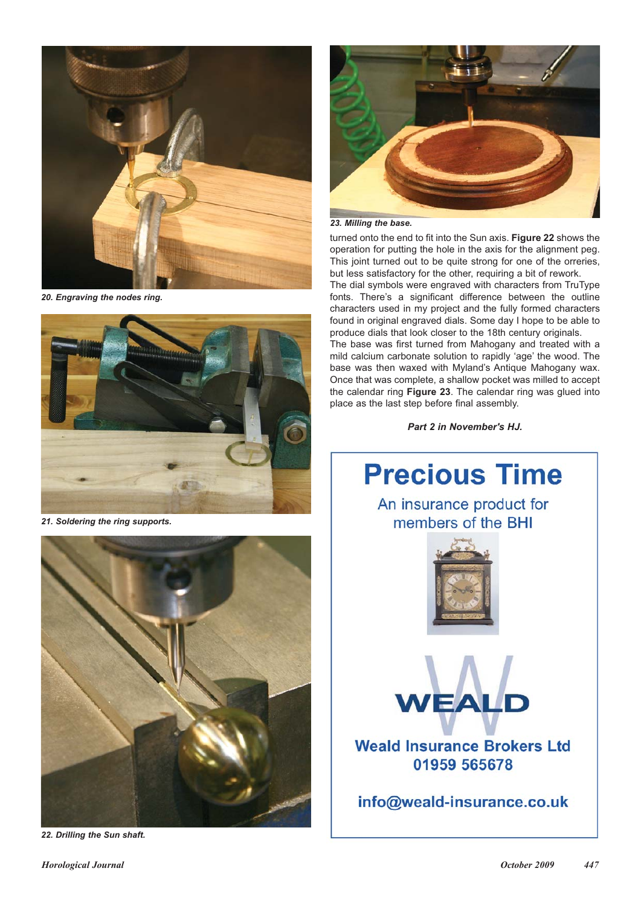20. Engraving the nodes ring.

21. Soldering the ring supports.

22. Drilling the Sun shaft.

23. Milling the base.

turned onto the end to fit into the Sun axis. **Figure 22** shows the operation for putting the hole in the axis for the alignment peg. This joint turned out to be quite strong for one of the orreries, but less satisfactory for the other, requiring a bit of rework.

The dial symbols were engraved with characters from TruType fonts. There's a significant difference between the outline characters used in my project and the fully formed characters found in original engraved dials. Some day I hope to be able to produce dials that look closer to the 18th century originals.

The base was first turned from Mahogany and treated with a mild calcium carbonate solution to rapidly 'age' the wood. The base was then waxed with Myland's Antique Mahogany wax. Once that was complete, a shallow pocket was milled to accept the calendar ring **Figure 23**. The calendar ring was glued into place as the last step before final assembly.

***Part 2 in November's HJ.***

# Precious Time

An insurance product for members of the BHI

WEALD

**Weald Insurance Brokers Ltd**
**01959 565678**

**info@weald-insurance.co.uk**